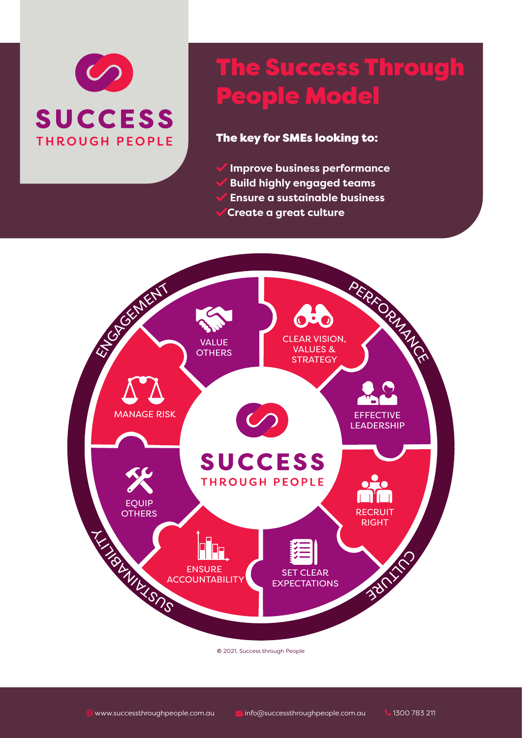SUCCESS THROUGH PEOPLE

# The Success Through People Model

**The key for SMEs looking to:**

- **Improve business performance**
- **Build highly engaged teams**
- **Ensure a sustainable business**
- **Create a great culture**

ENGAGEMENT

PERFORMANCE

CULTURE

SUSTAINABILITY

VALUE OTHERS

CLEAR VISION, VALUES & STRATEGY

EFFECTIVE LEADERSHIP

RECRUIT RIGHT

SET CLEAR EXPECTATIONS

ENSURE ACCOUNTABILITY

EQUIP OTHERS

MANAGE RISK

SUCCESS THROUGH PEOPLE

© 2021, Success through People

www.successthroughpeople.com.au info@successthroughpeople.com.au 1300 783 211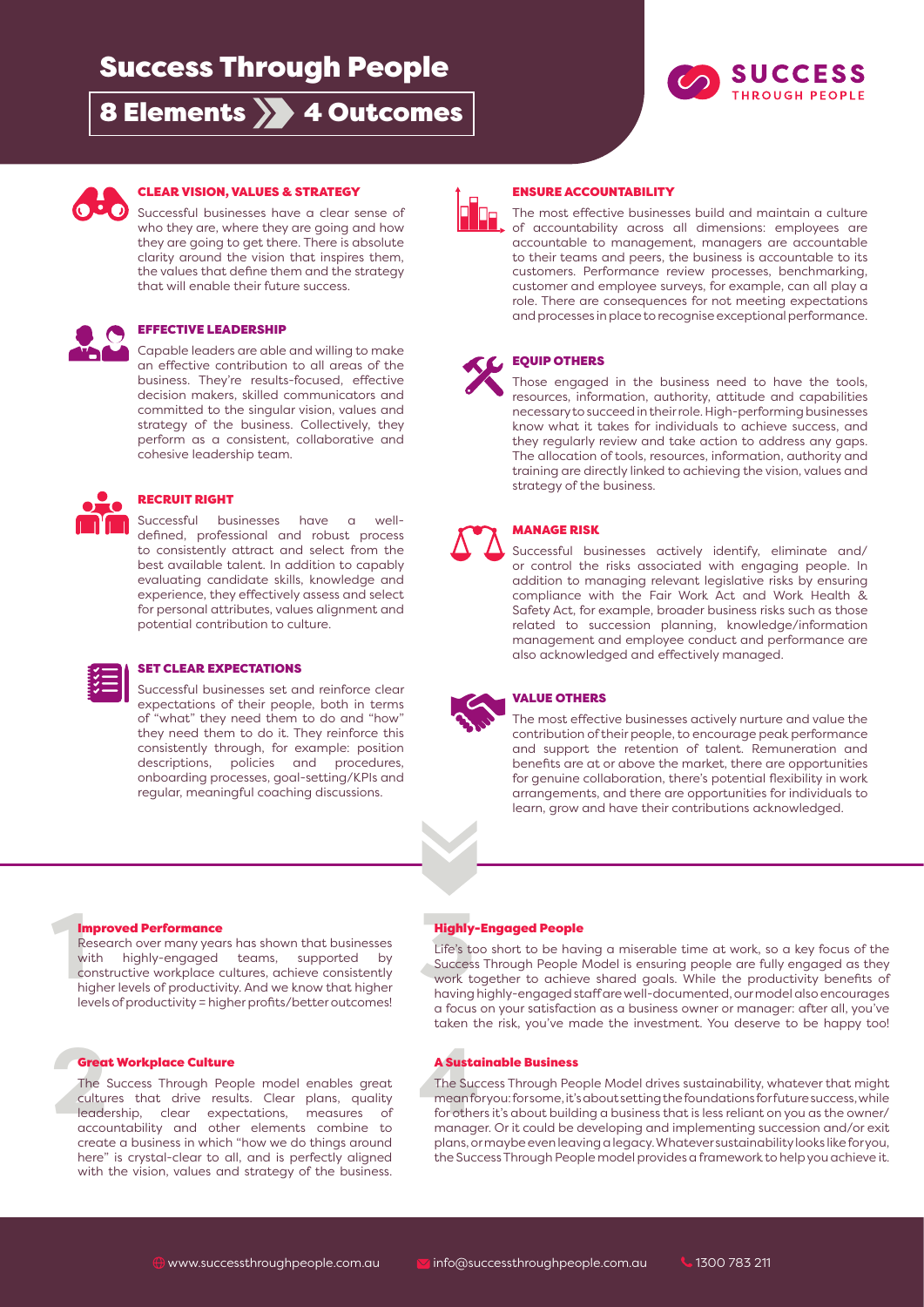# Success Through People

## 8 Elements 4 Outcomes

SUCCESS THROUGH PEOPLE

### CLEAR VISION, VALUES & STRATEGY

Successful businesses have a clear sense of who they are, where they are going and how they are going to get there. There is absolute clarity around the vision that inspires them, the values that define them and the strategy that will enable their future success.

### EFFECTIVE LEADERSHIP

Capable leaders are able and willing to make an effective contribution to all areas of the business. They're results-focused, effective decision makers, skilled communicators and committed to the singular vision, values and strategy of the business. Collectively, they perform as a consistent, collaborative and cohesive leadership team.

### RECRUIT RIGHT

Successful businesses have a well-defined, professional and robust process to consistently attract and select from the best available talent. In addition to capably evaluating candidate skills, knowledge and experience, they effectively assess and select for personal attributes, values alignment and potential contribution to culture.

### SET CLEAR EXPECTATIONS

Successful businesses set and reinforce clear expectations of their people, both in terms of "what" they need them to do and "how" they need them to do it. They reinforce this consistently through, for example: position descriptions, policies and procedures, onboarding processes, goal-setting/KPIs and regular, meaningful coaching discussions.

### ENSURE ACCOUNTABILITY

The most effective businesses build and maintain a culture of accountability across all dimensions: employees are accountable to management, managers are accountable to their teams and peers, the business is accountable to its customers. Performance review processes, benchmarking, customer and employee surveys, for example, can all play a role. There are consequences for not meeting expectations and processes in place to recognise exceptional performance.

### EQUIP OTHERS

Those engaged in the business need to have the tools, resources, information, authority, attitude and capabilities necessary to succeed in their role. High-performing businesses know what it takes for individuals to achieve success, and they regularly review and take action to address any gaps. The allocation of tools, resources, information, authority and training are directly linked to achieving the vision, values and strategy of the business.

### MANAGE RISK

Successful businesses actively identify, eliminate and/or control the risks associated with engaging people. In addition to managing relevant legislative risks by ensuring compliance with the Fair Work Act and Work Health & Safety Act, for example, broader business risks such as those related to succession planning, knowledge/information management and employee conduct and performance are also acknowledged and effectively managed.

### VALUE OTHERS

The most effective businesses actively nurture and value the contribution of their people, to encourage peak performance and support the retention of talent. Remuneration and benefits are at or above the market, there are opportunities for genuine collaboration, there's potential flexibility in work arrangements, and there are opportunities for individuals to learn, grow and have their contributions acknowledged.

### 1 Improved Performance

Research over many years has shown that businesses with highly-engaged teams, supported by constructive workplace cultures, achieve consistently higher levels of productivity. And we know that higher levels of productivity = higher profits/better outcomes!

### 2 Great Workplace Culture

The Success Through People model enables great cultures that drive results. Clear plans, quality leadership, clear expectations, measures of accountability and other elements combine to create a business in which "how we do things around here" is crystal-clear to all, and is perfectly aligned with the vision, values and strategy of the business.

### 3 Highly-Engaged People

Life's too short to be having a miserable time at work, so a key focus of the Success Through People Model is ensuring people are fully engaged as they work together to achieve shared goals. While the productivity benefits of having highly-engaged staff are well-documented, our model also encourages a focus on your satisfaction as a business owner or manager: after all, you've taken the risk, you've made the investment. You deserve to be happy too!

### 4 A Sustainable Business

The Success Through People Model drives sustainability, whatever that might mean for you: for some, it's about setting the foundations for future success, while for others it's about building a business that is less reliant on you as the owner/manager. Or it could be developing and implementing succession and/or exit plans, or maybe even leaving a legacy. Whatever sustainability looks like for you, the Success Through People model provides a framework to help you achieve it.

www.successthroughpeople.com.au info@successthroughpeople.com.au 1300 783 211